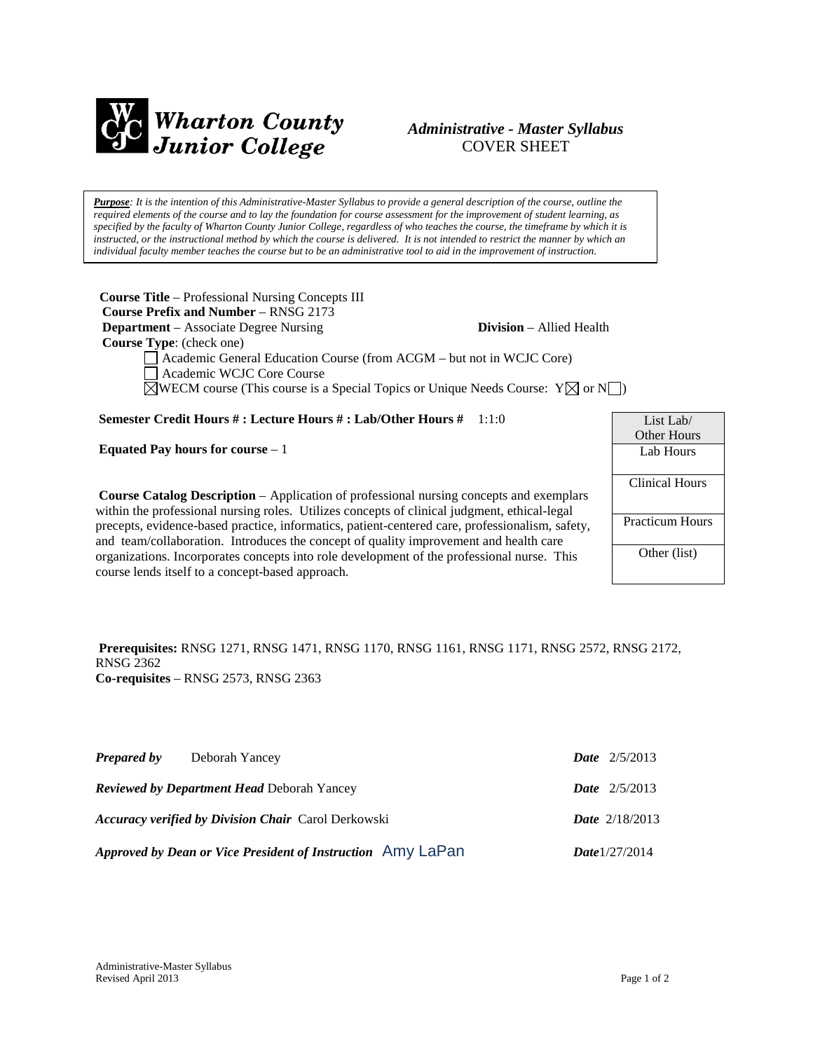# Wharton County Junior College

## *Administrative - Master Syllabus*
COVER SHEET

***Purpose**: It is the intention of this Administrative-Master Syllabus to provide a general description of the course, outline the required elements of the course and to lay the foundation for course assessment for the improvement of student learning, as specified by the faculty of Wharton County Junior College, regardless of who teaches the course, the timeframe by which it is instructed, or the instructional method by which the course is delivered. It is not intended to restrict the manner by which an individual faculty member teaches the course but to be an administrative tool to aid in the improvement of instruction.*

**Course Title** – Professional Nursing Concepts III
**Course Prefix and Number** – RNSG 2173
**Department** – Associate Degree Nursing **Division** – Allied Health
**Course Type**: (check one)

- ☐ Academic General Education Course (from ACGM – but not in WCJC Core)
- ☐ Academic WCJC Core Course
- ☒ WECM course (This course is a Special Topics or Unique Needs Course: Y☒ or N☐)

**Semester Credit Hours # : Lecture Hours # : Lab/Other Hours #** 1:1:0

**Equated Pay hours for course** – 1

| List Lab/ Other Hours |
|---|
| Lab Hours |
| Clinical Hours |
| Practicum Hours |
| Other (list) |

**Course Catalog Description** – Application of professional nursing concepts and exemplars within the professional nursing roles. Utilizes concepts of clinical judgment, ethical-legal precepts, evidence-based practice, informatics, patient-centered care, professionalism, safety, and team/collaboration. Introduces the concept of quality improvement and health care organizations. Incorporates concepts into role development of the professional nurse. This course lends itself to a concept-based approach.

**Prerequisites:** RNSG 1271, RNSG 1471, RNSG 1170, RNSG 1161, RNSG 1171, RNSG 2572, RNSG 2172, RNSG 2362
**Co-requisites** – RNSG 2573, RNSG 2363

***Prepared by*** Deborah Yancey ***Date*** 2/5/2013

***Reviewed by Department Head*** Deborah Yancey ***Date*** 2/5/2013

***Accuracy verified by Division Chair*** Carol Derkowski ***Date*** 2/18/2013

***Approved by Dean or Vice President of Instruction*** Amy LaPan ***Date*** 1/27/2014

Administrative-Master Syllabus
Revised April 2013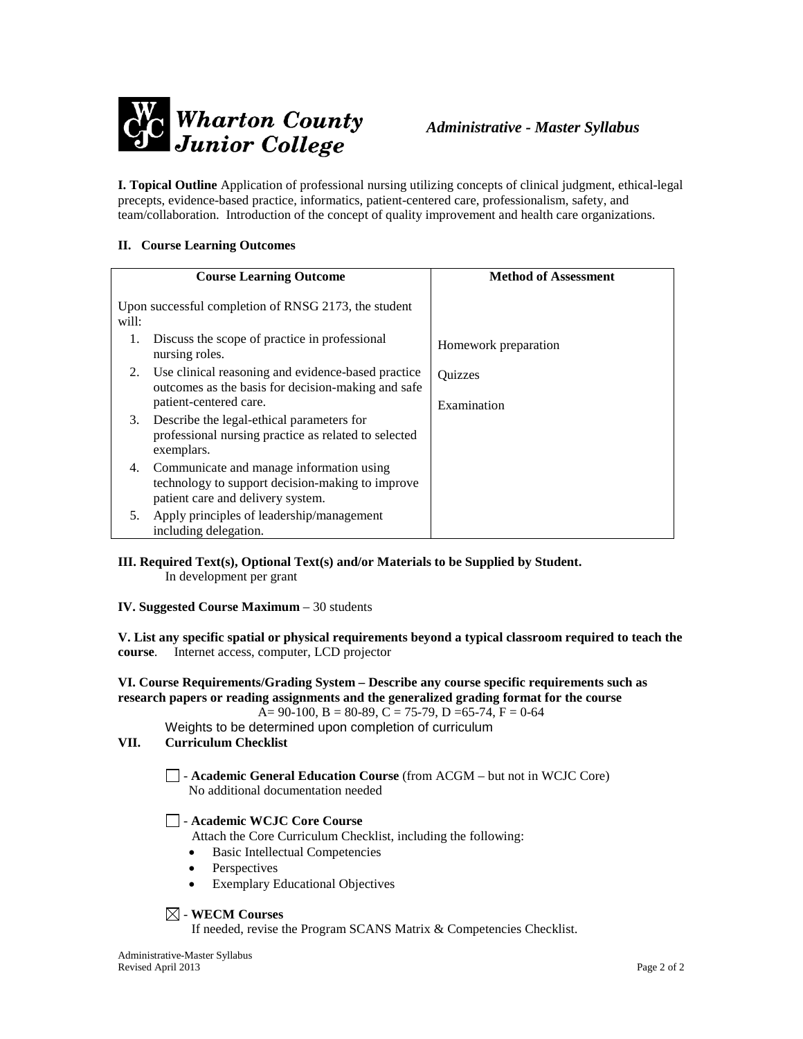**Wharton County Junior College** *Administrative - Master Syllabus*

**I. Topical Outline** Application of professional nursing utilizing concepts of clinical judgment, ethical-legal precepts, evidence-based practice, informatics, patient-centered care, professionalism, safety, and team/collaboration. Introduction of the concept of quality improvement and health care organizations.

**II. Course Learning Outcomes**

| Course Learning Outcome | Method of Assessment |
|---|---|
| Upon successful completion of RNSG 2173, the student will:<br>1. Discuss the scope of practice in professional nursing roles.<br>2. Use clinical reasoning and evidence-based practice outcomes as the basis for decision-making and safe patient-centered care.<br>3. Describe the legal-ethical parameters for professional nursing practice as related to selected exemplars.<br>4. Communicate and manage information using technology to support decision-making to improve patient care and delivery system.<br>5. Apply principles of leadership/management including delegation. | Homework preparation<br>Quizzes<br>Examination |

**III. Required Text(s), Optional Text(s) and/or Materials to be Supplied by Student.**
In development per grant

**IV. Suggested Course Maximum** – 30 students

**V. List any specific spatial or physical requirements beyond a typical classroom required to teach the course**. Internet access, computer, LCD projector

**VI. Course Requirements/Grading System – Describe any course specific requirements such as research papers or reading assignments and the generalized grading format for the course**
A= 90-100, B = 80-89, C = 75-79, D =65-74, F = 0-64
Weights to be determined upon completion of curriculum

**VII. Curriculum Checklist**

☐ - **Academic General Education Course** (from ACGM – but not in WCJC Core)
No additional documentation needed

☐ - **Academic WCJC Core Course**
Attach the Core Curriculum Checklist, including the following:

- Basic Intellectual Competencies
- Perspectives
- Exemplary Educational Objectives

☒ - **WECM Courses**
If needed, revise the Program SCANS Matrix & Competencies Checklist.

Administrative-Master Syllabus
Revised April 2013